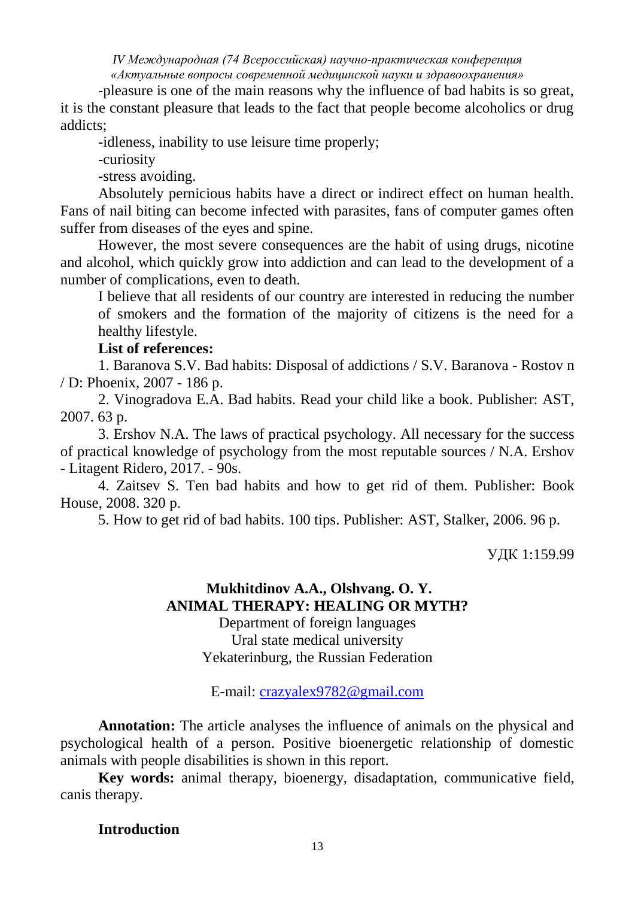-pleasure is one of the main reasons why the influence of bad habits is so great, it is the constant pleasure that leads to the fact that people become alcoholics or drug addicts;

-idleness, inability to use leisure time properly;

-curiosity

-stress avoiding.

Absolutely pernicious habits have a direct or indirect effect on human health. Fans of nail biting can become infected with parasites, fans of computer games often suffer from diseases of the eyes and spine.

However, the most severe consequences are the habit of using drugs, nicotine and alcohol, which quickly grow into addiction and can lead to the development of a number of complications, even to death.

I believe that all residents of our country are interested in reducing the number of smokers and the formation of the majority of citizens is the need for a healthy lifestyle.

**List of references:**

1. Baranova S.V. Bad habits: Disposal of addictions / S.V. Baranova - Rostov n / D: Phoenix, 2007 - 186 p.
2. Vinogradova E.A. Bad habits. Read your child like a book. Publisher: AST, 2007. 63 p.
3. Ershov N.A. The laws of practical psychology. All necessary for the success of practical knowledge of psychology from the most reputable sources / N.A. Ershov - Litagent Ridero, 2017. - 90s.
4. Zaitsev S. Ten bad habits and how to get rid of them. Publisher: Book House, 2008. 320 p.
5. How to get rid of bad habits. 100 tips. Publisher: AST, Stalker, 2006. 96 p.

УДК 1:159.99

**Mukhitdinov A.A., Olshvang. O. Y.**

## ANIMAL THERAPY: HEALING OR MYTH?

Department of foreign languages
Ural state medical university
Yekaterinburg, the Russian Federation

E-mail: crazyalex9782@gmail.com

**Annotation:** The article analyses the influence of animals on the physical and psychological health of a person. Positive bioenergetic relationship of domestic animals with people disabilities is shown in this report.

**Key words:** animal therapy, bioenergy, disadaptation, communicative field, canis therapy.

### Introduction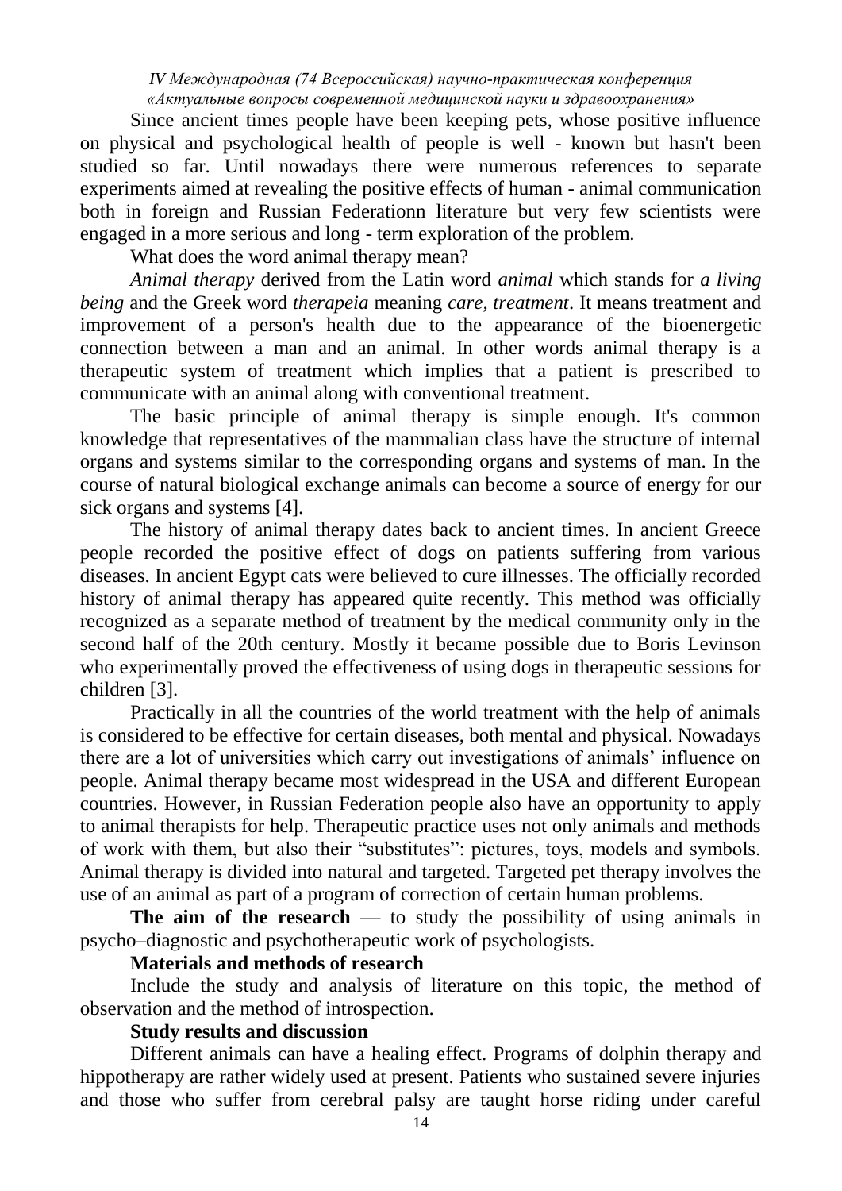Since ancient times people have been keeping pets, whose positive influence on physical and psychological health of people is well - known but hasn't been studied so far. Until nowadays there were numerous references to separate experiments aimed at revealing the positive effects of human - animal communication both in foreign and Russian Federationn literature but very few scientists were engaged in a more serious and long - term exploration of the problem.

What does the word animal therapy mean?

*Animal therapy* derived from the Latin word *animal* which stands for *a living being* and the Greek word *therapeia* meaning *care, treatment*. It means treatment and improvement of a person's health due to the appearance of the bioenergetic connection between a man and an animal. In other words animal therapy is a therapeutic system of treatment which implies that a patient is prescribed to communicate with an animal along with conventional treatment.

The basic principle of animal therapy is simple enough. It's common knowledge that representatives of the mammalian class have the structure of internal organs and systems similar to the corresponding organs and systems of man. In the course of natural biological exchange animals can become a source of energy for our sick organs and systems [4].

The history of animal therapy dates back to ancient times. In ancient Greece people recorded the positive effect of dogs on patients suffering from various diseases. In ancient Egypt cats were believed to cure illnesses. The officially recorded history of animal therapy has appeared quite recently. This method was officially recognized as a separate method of treatment by the medical community only in the second half of the 20th century. Mostly it became possible due to Boris Levinson who experimentally proved the effectiveness of using dogs in therapeutic sessions for children [3].

Practically in all the countries of the world treatment with the help of animals is considered to be effective for certain diseases, both mental and physical. Nowadays there are a lot of universities which carry out investigations of animals' influence on people. Animal therapy became most widespread in the USA and different European countries. However, in Russian Federation people also have an opportunity to apply to animal therapists for help. Therapeutic practice uses not only animals and methods of work with them, but also their "substitutes": pictures, toys, models and symbols. Animal therapy is divided into natural and targeted. Targeted pet therapy involves the use of an animal as part of a program of correction of certain human problems.

**The aim of the research** — to study the possibility of using animals in psycho–diagnostic and psychotherapeutic work of psychologists.

**Materials and methods of research**

Include the study and analysis of literature on this topic, the method of observation and the method of introspection.

**Study results and discussion**

Different animals can have a healing effect. Programs of dolphin therapy and hippotherapy are rather widely used at present. Patients who sustained severe injuries and those who suffer from cerebral palsy are taught horse riding under careful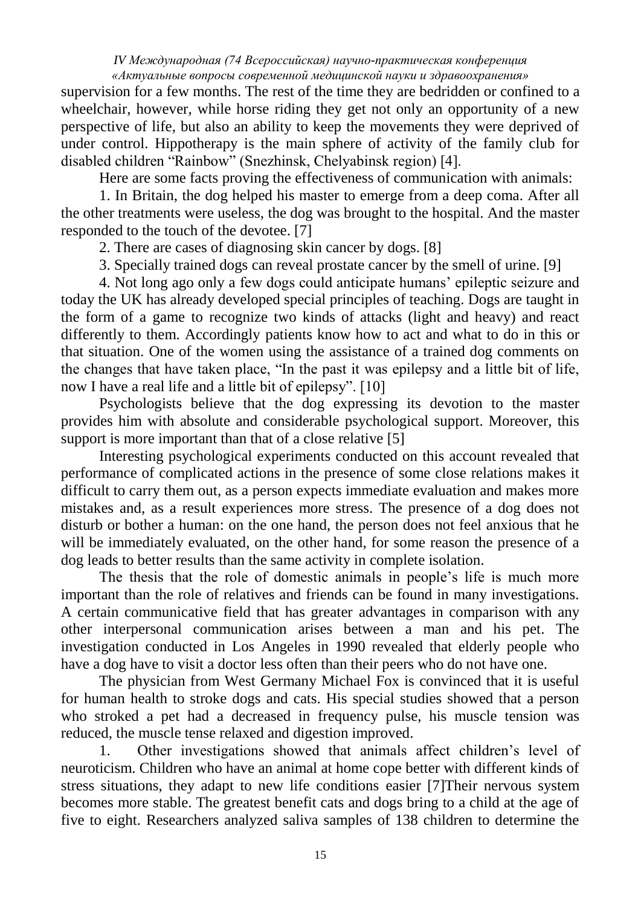supervision for a few months. The rest of the time they are bedridden or confined to a wheelchair, however, while horse riding they get not only an opportunity of a new perspective of life, but also an ability to keep the movements they were deprived of under control. Hippotherapy is the main sphere of activity of the family club for disabled children "Rainbow" (Snezhinsk, Chelyabinsk region) [4].

Here are some facts proving the effectiveness of communication with animals:

1. In Britain, the dog helped his master to emerge from a deep coma. After all the other treatments were useless, the dog was brought to the hospital. And the master responded to the touch of the devotee. [7]

2. There are cases of diagnosing skin cancer by dogs. [8]

3. Specially trained dogs can reveal prostate cancer by the smell of urine. [9]

4. Not long ago only a few dogs could anticipate humans' epileptic seizure and today the UK has already developed special principles of teaching. Dogs are taught in the form of a game to recognize two kinds of attacks (light and heavy) and react differently to them. Accordingly patients know how to act and what to do in this or that situation. One of the women using the assistance of a trained dog comments on the changes that have taken place, "In the past it was epilepsy and a little bit of life, now I have a real life and a little bit of epilepsy". [10]

Psychologists believe that the dog expressing its devotion to the master provides him with absolute and considerable psychological support. Moreover, this support is more important than that of a close relative [5]

Interesting psychological experiments conducted on this account revealed that performance of complicated actions in the presence of some close relations makes it difficult to carry them out, as a person expects immediate evaluation and makes more mistakes and, as a result experiences more stress. The presence of a dog does not disturb or bother a human: on the one hand, the person does not feel anxious that he will be immediately evaluated, on the other hand, for some reason the presence of a dog leads to better results than the same activity in complete isolation.

The thesis that the role of domestic animals in people's life is much more important than the role of relatives and friends can be found in many investigations. A certain communicative field that has greater advantages in comparison with any other interpersonal communication arises between a man and his pet. The investigation conducted in Los Angeles in 1990 revealed that elderly people who have a dog have to visit a doctor less often than their peers who do not have one.

The physician from West Germany Michael Fox is convinced that it is useful for human health to stroke dogs and cats. His special studies showed that a person who stroked a pet had a decreased in frequency pulse, his muscle tension was reduced, the muscle tense relaxed and digestion improved.

1. Other investigations showed that animals affect children's level of neuroticism. Children who have an animal at home cope better with different kinds of stress situations, they adapt to new life conditions easier [7]Their nervous system becomes more stable. The greatest benefit cats and dogs bring to a child at the age of five to eight. Researchers analyzed saliva samples of 138 children to determine the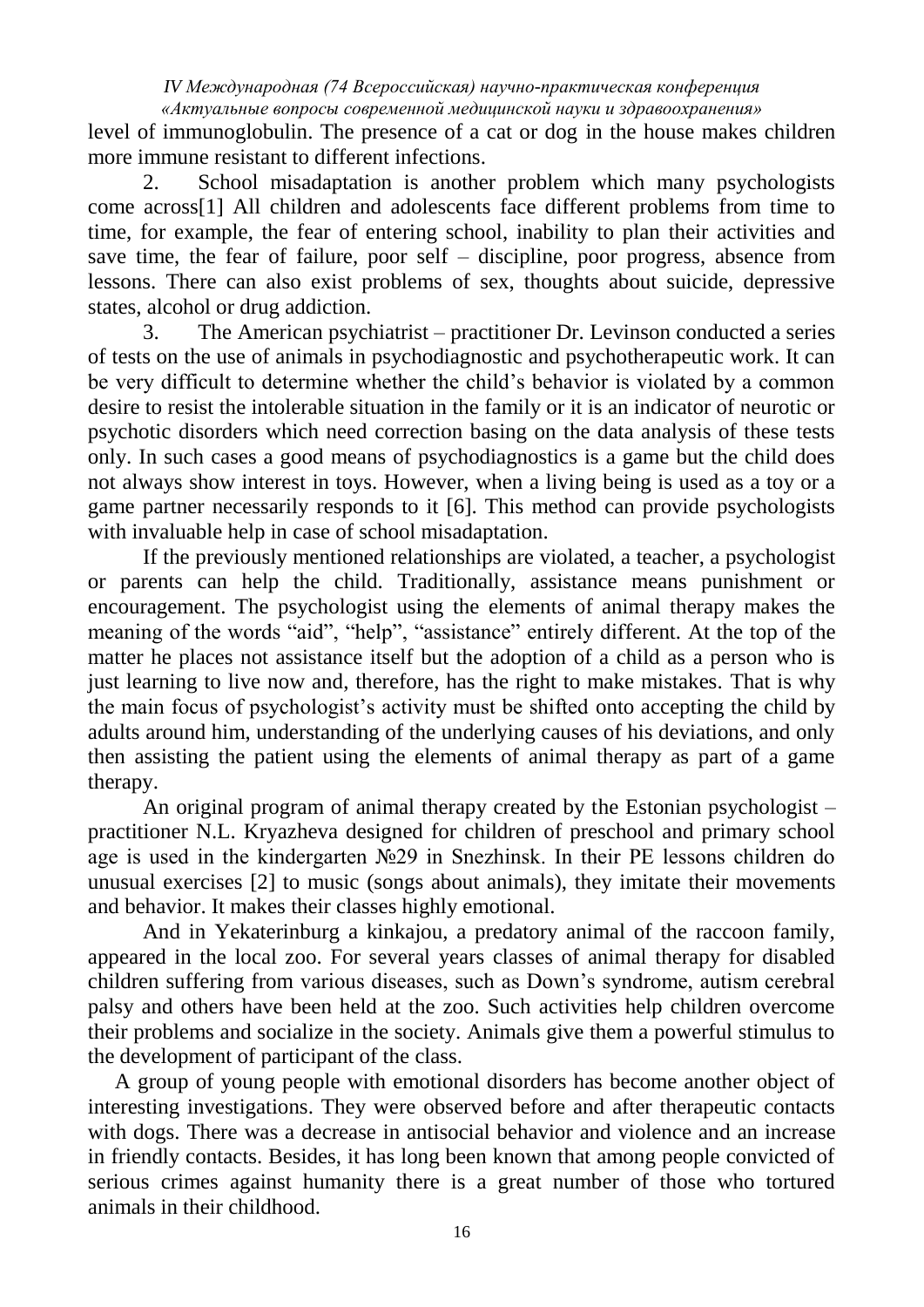level of immunoglobulin. The presence of a cat or dog in the house makes children more immune resistant to different infections.

2. School misadaptation is another problem which many psychologists come across[1] All children and adolescents face different problems from time to time, for example, the fear of entering school, inability to plan their activities and save time, the fear of failure, poor self – discipline, poor progress, absence from lessons. There can also exist problems of sex, thoughts about suicide, depressive states, alcohol or drug addiction.

3. The American psychiatrist – practitioner Dr. Levinson conducted a series of tests on the use of animals in psychodiagnostic and psychotherapeutic work. It can be very difficult to determine whether the child's behavior is violated by a common desire to resist the intolerable situation in the family or it is an indicator of neurotic or psychotic disorders which need correction basing on the data analysis of these tests only. In such cases a good means of psychodiagnostics is a game but the child does not always show interest in toys. However, when a living being is used as a toy or a game partner necessarily responds to it [6]. This method can provide psychologists with invaluable help in case of school misadaptation.

If the previously mentioned relationships are violated, a teacher, a psychologist or parents can help the child. Traditionally, assistance means punishment or encouragement. The psychologist using the elements of animal therapy makes the meaning of the words "aid", "help", "assistance" entirely different. At the top of the matter he places not assistance itself but the adoption of a child as a person who is just learning to live now and, therefore, has the right to make mistakes. That is why the main focus of psychologist's activity must be shifted onto accepting the child by adults around him, understanding of the underlying causes of his deviations, and only then assisting the patient using the elements of animal therapy as part of a game therapy.

An original program of animal therapy created by the Estonian psychologist – practitioner N.L. Kryazheva designed for children of preschool and primary school age is used in the kindergarten №29 in Snezhinsk. In their PE lessons children do unusual exercises [2] to music (songs about animals), they imitate their movements and behavior. It makes their classes highly emotional.

And in Yekaterinburg a kinkajou, a predatory animal of the raccoon family, appeared in the local zoo. For several years classes of animal therapy for disabled children suffering from various diseases, such as Down's syndrome, autism cerebral palsy and others have been held at the zoo. Such activities help children overcome their problems and socialize in the society. Animals give them a powerful stimulus to the development of participant of the class.

A group of young people with emotional disorders has become another object of interesting investigations. They were observed before and after therapeutic contacts with dogs. There was a decrease in antisocial behavior and violence and an increase in friendly contacts. Besides, it has long been known that among people convicted of serious crimes against humanity there is a great number of those who tortured animals in their childhood.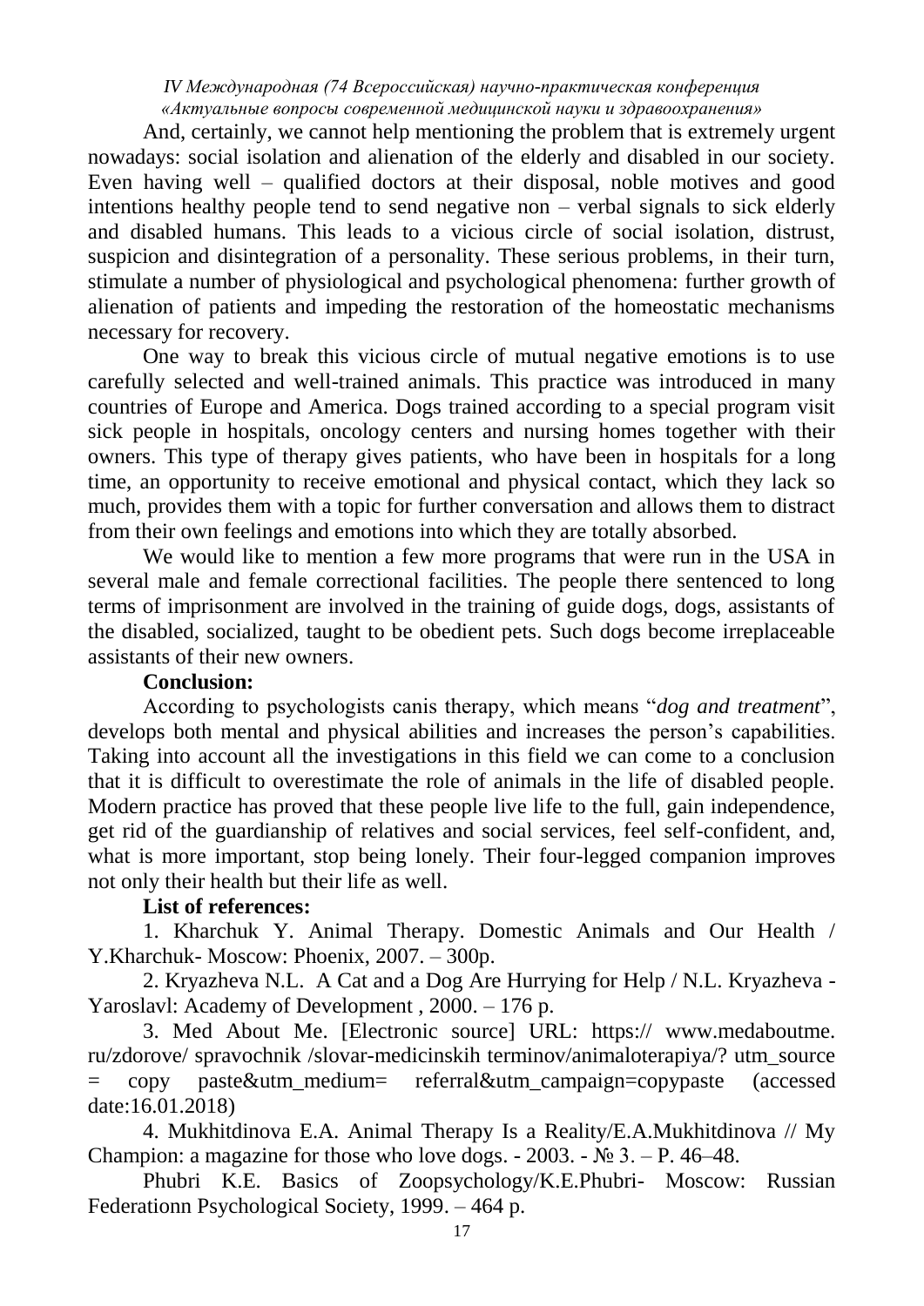And, certainly, we cannot help mentioning the problem that is extremely urgent nowadays: social isolation and alienation of the elderly and disabled in our society. Even having well – qualified doctors at their disposal, noble motives and good intentions healthy people tend to send negative non – verbal signals to sick elderly and disabled humans. This leads to a vicious circle of social isolation, distrust, suspicion and disintegration of a personality. These serious problems, in their turn, stimulate a number of physiological and psychological phenomena: further growth of alienation of patients and impeding the restoration of the homeostatic mechanisms necessary for recovery.

One way to break this vicious circle of mutual negative emotions is to use carefully selected and well-trained animals. This practice was introduced in many countries of Europe and America. Dogs trained according to a special program visit sick people in hospitals, oncology centers and nursing homes together with their owners. This type of therapy gives patients, who have been in hospitals for a long time, an opportunity to receive emotional and physical contact, which they lack so much, provides them with a topic for further conversation and allows them to distract from their own feelings and emotions into which they are totally absorbed.

We would like to mention a few more programs that were run in the USA in several male and female correctional facilities. The people there sentenced to long terms of imprisonment are involved in the training of guide dogs, dogs, assistants of the disabled, socialized, taught to be obedient pets. Such dogs become irreplaceable assistants of their new owners.

**Conclusion:**

According to psychologists canis therapy, which means "*dog and treatment*", develops both mental and physical abilities and increases the person's capabilities. Taking into account all the investigations in this field we can come to a conclusion that it is difficult to overestimate the role of animals in the life of disabled people. Modern practice has proved that these people live life to the full, gain independence, get rid of the guardianship of relatives and social services, feel self-confident, and, what is more important, stop being lonely. Their four-legged companion improves not only their health but their life as well.

**List of references:**

1. Kharchuk Y. Animal Therapy. Domestic Animals and Our Health / Y.Kharchuk- Moscow: Phoenix, 2007. – 300p.

2. Kryazheva N.L. A Cat and a Dog Are Hurrying for Help / N.L. Kryazheva - Yaroslavl: Academy of Development , 2000. – 176 p.

3. Med About Me. [Electronic source] URL: https:// www.medaboutme. ru/zdorove/ spravochnik /slovar-medicinskih terminov/animaloterapiya/? utm_source = copy paste&utm_medium= referral&utm_campaign=copypaste (accessed date:16.01.2018)

4. Mukhitdinova E.A. Animal Therapy Is a Reality/E.A.Mukhitdinova // My Champion: a magazine for those who love dogs. - 2003. - № 3. – P. 46–48.

Phubri K.E. Basics of Zoopsychology/K.E.Phubri- Moscow: Russian Federationn Psychological Society, 1999. – 464 p.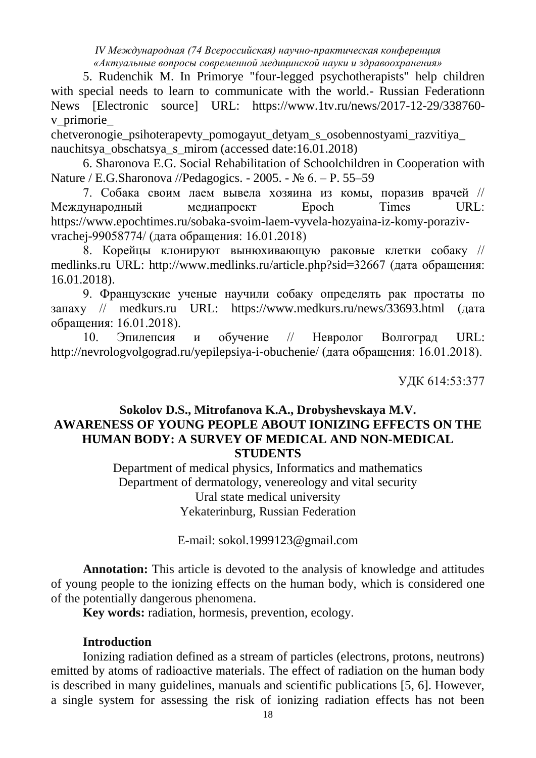5. Rudenchik M. In Primorye "four-legged psychotherapists" help children with special needs to learn to communicate with the world.- Russian Federationn News [Electronic source] URL: https://www.1tv.ru/news/2017-12-29/338760-v_primorie_ chetveronogie_psihoterapevty_pomogayut_detyam_s_osobennostyami_razvitiya_ nauchitsya_obschatsya_s_mirom (accessed date:16.01.2018)

6. Sharonova E.G. Social Rehabilitation of Schoolchildren in Cooperation with Nature / E.G.Sharonova //Pedagogics. - 2005. - № 6. – P. 55–59

7. Собака своим лаем вывела хозяина из комы, поразив врачей // Международный медиапроект Epoch Times URL: https://www.epochtimes.ru/sobaka-svoim-laem-vyvela-hozyaina-iz-komy-poraziv-vrachej-99058774/ (дата обращения: 16.01.2018)

8. Корейцы клонируют вынюхивающую раковые клетки собаку // medlinks.ru URL: http://www.medlinks.ru/article.php?sid=32667 (дата обращения: 16.01.2018).

9. Французские ученые научили собаку определять рак простаты по запаху // medkurs.ru URL: https://www.medkurs.ru/news/33693.html (дата обращения: 16.01.2018).

10. Эпилепсия и обучение // Невролог Волгоград URL: http://nevrologvolgograd.ru/yepilepsiya-i-obuchenie/ (дата обращения: 16.01.2018).

УДК 614:53:377

**Sokolov D.S., Mitrofanova K.A., Drobyshevskaya M.V.**

## AWARENESS OF YOUNG PEOPLE ABOUT IONIZING EFFECTS ON THE HUMAN BODY: A SURVEY OF MEDICAL AND NON-MEDICAL STUDENTS

Department of medical physics, Informatics and mathematics
Department of dermatology, venereology and vital security
Ural state medical university
Yekaterinburg, Russian Federation

E-mail: sokol.1999123@gmail.com

**Annotation:** This article is devoted to the analysis of knowledge and attitudes of young people to the ionizing effects on the human body, which is considered one of the potentially dangerous phenomena.

**Key words:** radiation, hormesis, prevention, ecology.

### Introduction

Ionizing radiation defined as a stream of particles (electrons, protons, neutrons) emitted by atoms of radioactive materials. The effect of radiation on the human body is described in many guidelines, manuals and scientific publications [5, 6]. However, a single system for assessing the risk of ionizing radiation effects has not been